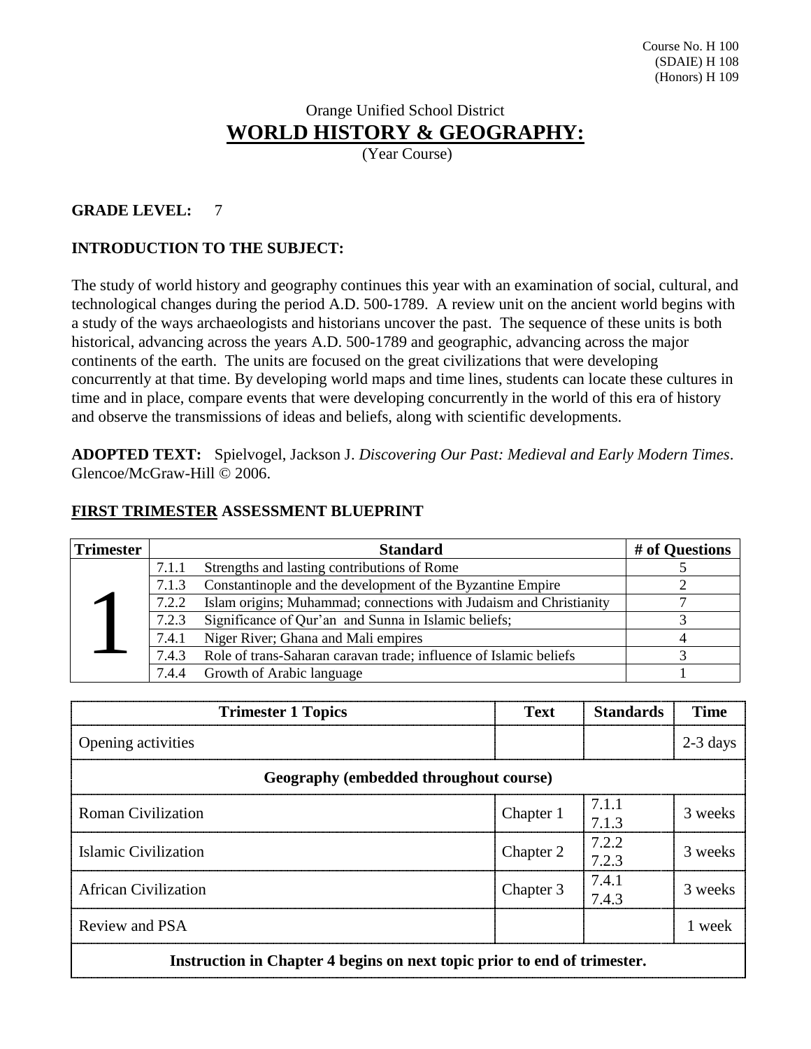Course No. H 100
(SDAIE) H 108
(Honors) H 109

Orange Unified School District

# WORLD HISTORY & GEOGRAPHY:

(Year Course)

**GRADE LEVEL:** 7

**INTRODUCTION TO THE SUBJECT:**

The study of world history and geography continues this year with an examination of social, cultural, and technological changes during the period A.D. 500-1789. A review unit on the ancient world begins with a study of the ways archaeologists and historians uncover the past. The sequence of these units is both historical, advancing across the years A.D. 500-1789 and geographic, advancing across the major continents of the earth. The units are focused on the great civilizations that were developing concurrently at that time. By developing world maps and time lines, students can locate these cultures in time and in place, compare events that were developing concurrently in the world of this era of history and observe the transmissions of ideas and beliefs, along with scientific developments.

**ADOPTED TEXT:** Spielvogel, Jackson J. *Discovering Our Past: Medieval and Early Modern Times*. Glencoe/McGraw-Hill © 2006.

**FIRST TRIMESTER ASSESSMENT BLUEPRINT**

| Trimester | Standard | | # of Questions |
|---|---|---|---|
| 1 | 7.1.1 | Strengths and lasting contributions of Rome | 5 |
| | 7.1.3 | Constantinople and the development of the Byzantine Empire | 2 |
| | 7.2.2 | Islam origins; Muhammad; connections with Judaism and Christianity | 7 |
| | 7.2.3 | Significance of Qur'an and Sunna in Islamic beliefs; | 3 |
| | 7.4.1 | Niger River; Ghana and Mali empires | 4 |
| | 7.4.3 | Role of trans-Saharan caravan trade; influence of Islamic beliefs | 3 |
| | 7.4.4 | Growth of Arabic language | 1 |

| Trimester 1 Topics | Text | Standards | Time |
|---|---|---|---|
| Opening activities | | | 2-3 days |
| **Geography (embedded throughout course)** | | | |
| Roman Civilization | Chapter 1 | 7.1.1<br>7.1.3 | 3 weeks |
| Islamic Civilization | Chapter 2 | 7.2.2<br>7.2.3 | 3 weeks |
| African Civilization | Chapter 3 | 7.4.1<br>7.4.3 | 3 weeks |
| Review and PSA | | | 1 week |
| **Instruction in Chapter 4 begins on next topic prior to end of trimester.** | | | |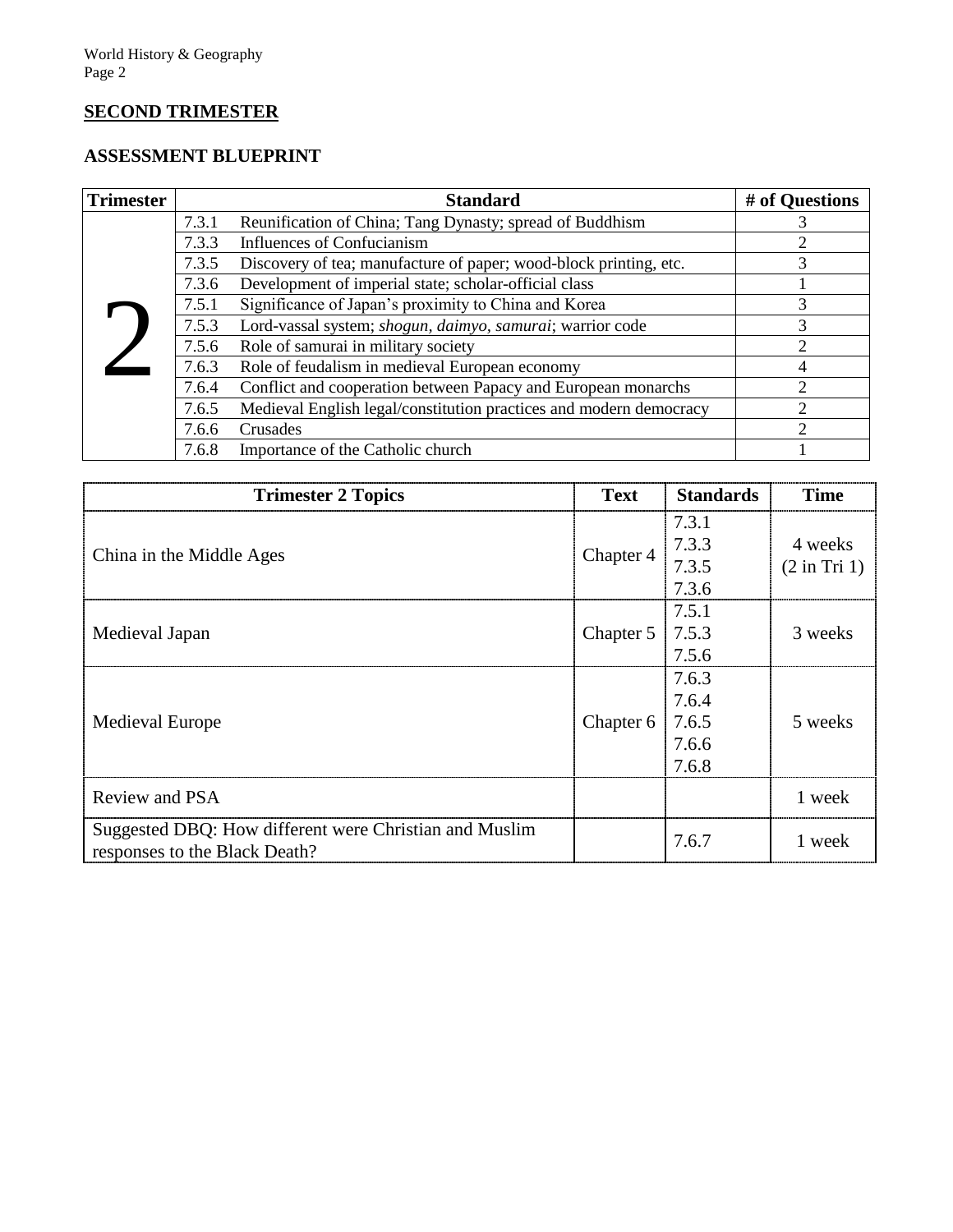## SECOND TRIMESTER

### ASSESSMENT BLUEPRINT

| Trimester | Standard | # of Questions |
|---|---|---|
| 2 | 7.3.1 Reunification of China; Tang Dynasty; spread of Buddhism | 3 |
| | 7.3.3 Influences of Confucianism | 2 |
| | 7.3.5 Discovery of tea; manufacture of paper; wood-block printing, etc. | 3 |
| | 7.3.6 Development of imperial state; scholar-official class | 1 |
| | 7.5.1 Significance of Japan's proximity to China and Korea | 3 |
| | 7.5.3 Lord-vassal system; *shogun, daimyo, samurai*; warrior code | 3 |
| | 7.5.6 Role of samurai in military society | 2 |
| | 7.6.3 Role of feudalism in medieval European economy | 4 |
| | 7.6.4 Conflict and cooperation between Papacy and European monarchs | 2 |
| | 7.6.5 Medieval English legal/constitution practices and modern democracy | 2 |
| | 7.6.6 Crusades | 2 |
| | 7.6.8 Importance of the Catholic church | 1 |

| Trimester 2 Topics | Text | Standards | Time |
|---|---|---|---|
| China in the Middle Ages | Chapter 4 | 7.3.1<br>7.3.3<br>7.3.5<br>7.3.6 | 4 weeks (2 in Tri 1) |
| Medieval Japan | Chapter 5 | 7.5.1<br>7.5.3<br>7.5.6 | 3 weeks |
| Medieval Europe | Chapter 6 | 7.6.3<br>7.6.4<br>7.6.5<br>7.6.6<br>7.6.8 | 5 weeks |
| Review and PSA | | | 1 week |
| Suggested DBQ: How different were Christian and Muslim responses to the Black Death? | | 7.6.7 | 1 week |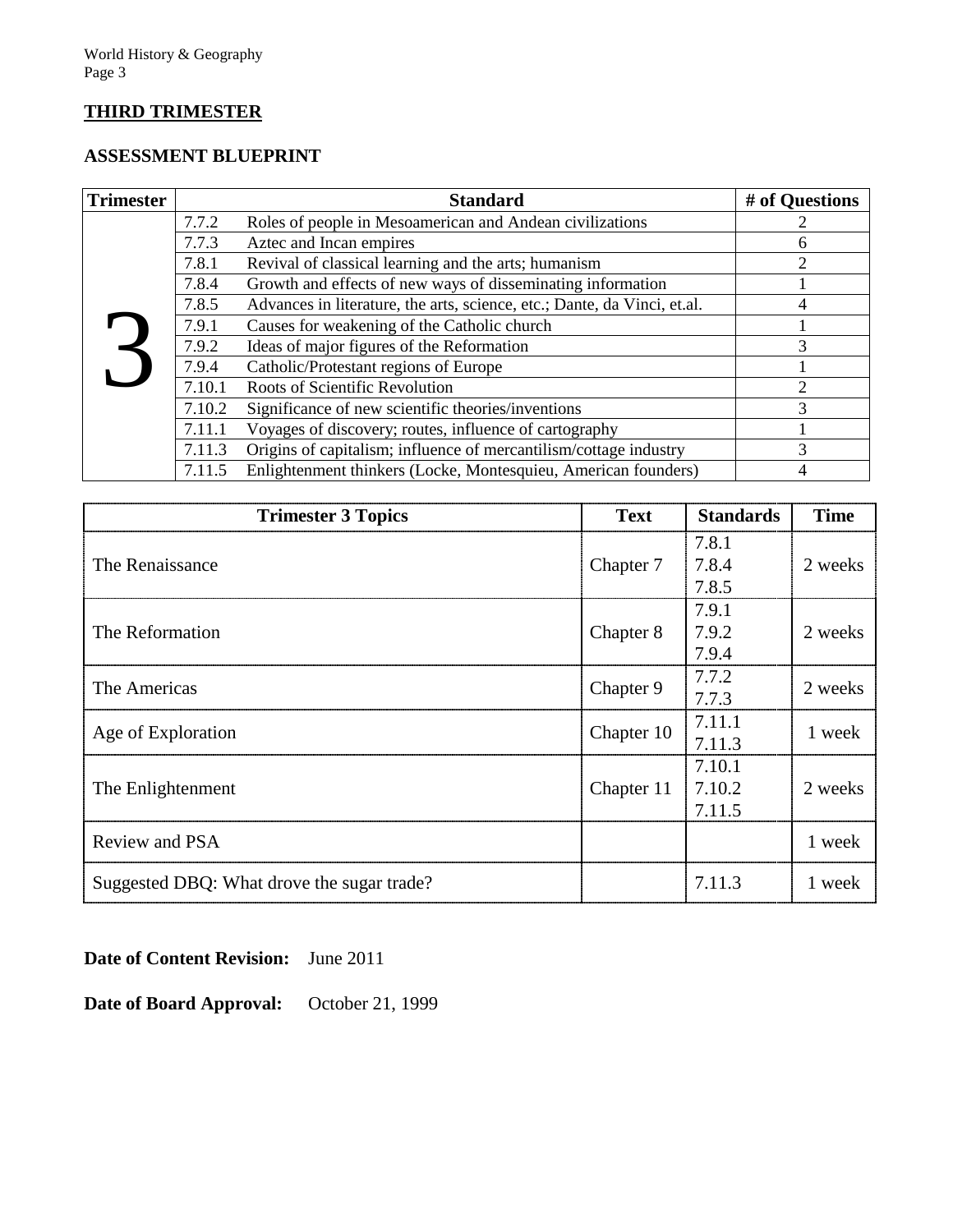## THIRD TRIMESTER

### ASSESSMENT BLUEPRINT

| Trimester | Standard | | # of Questions |
|---|---|---|---|
| 3 | 7.7.2 | Roles of people in Mesoamerican and Andean civilizations | 2 |
| | 7.7.3 | Aztec and Incan empires | 6 |
| | 7.8.1 | Revival of classical learning and the arts; humanism | 2 |
| | 7.8.4 | Growth and effects of new ways of disseminating information | 1 |
| | 7.8.5 | Advances in literature, the arts, science, etc.; Dante, da Vinci, et.al. | 4 |
| | 7.9.1 | Causes for weakening of the Catholic church | 1 |
| | 7.9.2 | Ideas of major figures of the Reformation | 3 |
| | 7.9.4 | Catholic/Protestant regions of Europe | 1 |
| | 7.10.1 | Roots of Scientific Revolution | 2 |
| | 7.10.2 | Significance of new scientific theories/inventions | 3 |
| | 7.11.1 | Voyages of discovery; routes, influence of cartography | 1 |
| | 7.11.3 | Origins of capitalism; influence of mercantilism/cottage industry | 3 |
| | 7.11.5 | Enlightenment thinkers (Locke, Montesquieu, American founders) | 4 |

| Trimester 3 Topics | Text | Standards | Time |
|---|---|---|---|
| The Renaissance | Chapter 7 | 7.8.1<br>7.8.4<br>7.8.5 | 2 weeks |
| The Reformation | Chapter 8 | 7.9.1<br>7.9.2<br>7.9.4 | 2 weeks |
| The Americas | Chapter 9 | 7.7.2<br>7.7.3 | 2 weeks |
| Age of Exploration | Chapter 10 | 7.11.1<br>7.11.3 | 1 week |
| The Enlightenment | Chapter 11 | 7.10.1<br>7.10.2<br>7.11.5 | 2 weeks |
| Review and PSA | | | 1 week |
| Suggested DBQ: What drove the sugar trade? | | 7.11.3 | 1 week |

**Date of Content Revision:** June 2011

**Date of Board Approval:** October 21, 1999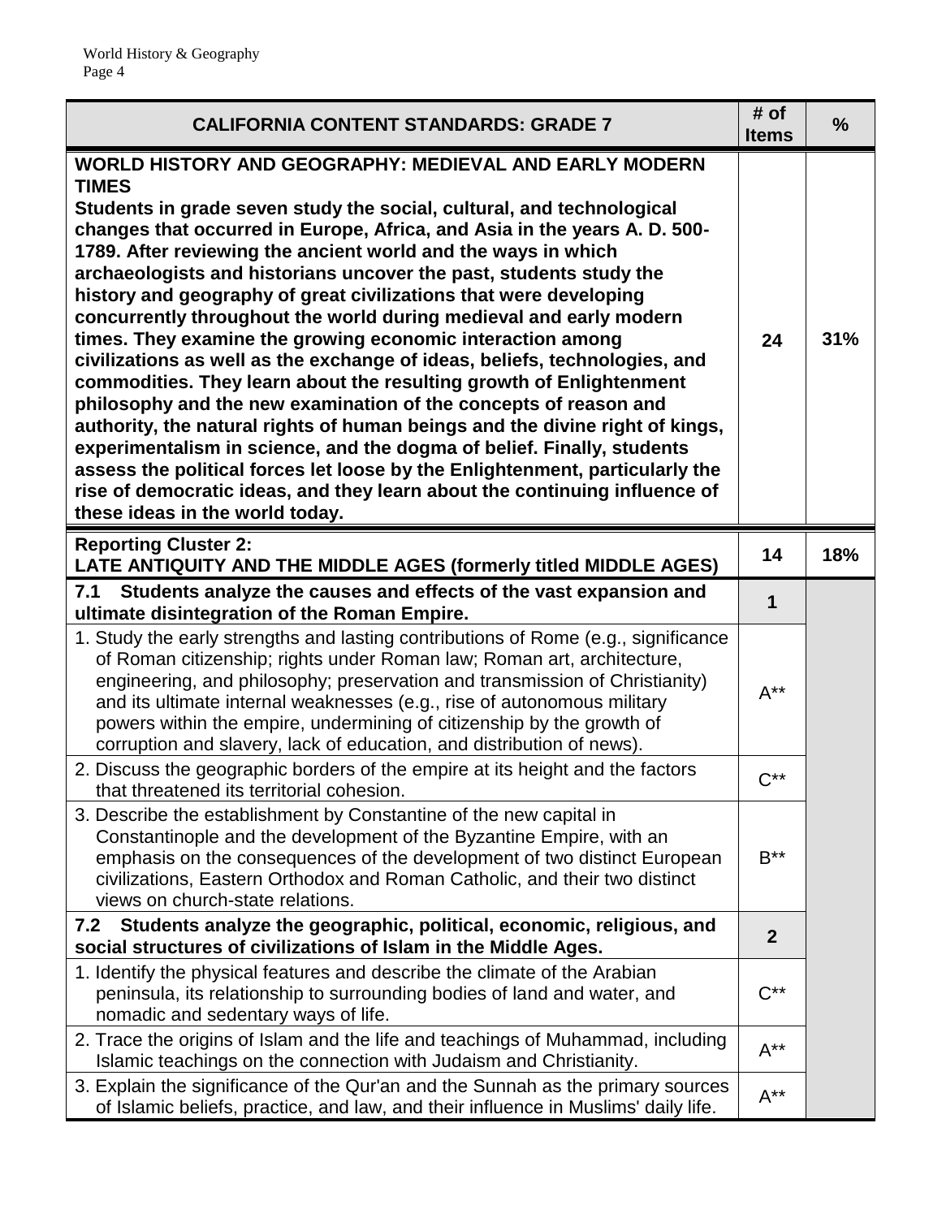| CALIFORNIA CONTENT STANDARDS: GRADE 7 | # of Items | % |
|---|---|---|
| **WORLD HISTORY AND GEOGRAPHY: MEDIEVAL AND EARLY MODERN TIMES** **Students in grade seven study the social, cultural, and technological changes that occurred in Europe, Africa, and Asia in the years A. D. 500-1789. After reviewing the ancient world and the ways in which archaeologists and historians uncover the past, students study the history and geography of great civilizations that were developing concurrently throughout the world during medieval and early modern times. They examine the growing economic interaction among civilizations as well as the exchange of ideas, beliefs, technologies, and commodities. They learn about the resulting growth of Enlightenment philosophy and the new examination of the concepts of reason and authority, the natural rights of human beings and the divine right of kings, experimentalism in science, and the dogma of belief. Finally, students assess the political forces let loose by the Enlightenment, particularly the rise of democratic ideas, and they learn about the continuing influence of these ideas in the world today.** | **24** | **31%** |
| **Reporting Cluster 2: LATE ANTIQUITY AND THE MIDDLE AGES (formerly titled MIDDLE AGES)** | **14** | **18%** |
| **7.1 Students analyze the causes and effects of the vast expansion and ultimate disintegration of the Roman Empire.** | **1** | |
| 1. Study the early strengths and lasting contributions of Rome (e.g., significance of Roman citizenship; rights under Roman law; Roman art, architecture, engineering, and philosophy; preservation and transmission of Christianity) and its ultimate internal weaknesses (e.g., rise of autonomous military powers within the empire, undermining of citizenship by the growth of corruption and slavery, lack of education, and distribution of news). | A** | |
| 2. Discuss the geographic borders of the empire at its height and the factors that threatened its territorial cohesion. | C** | |
| 3. Describe the establishment by Constantine of the new capital in Constantinople and the development of the Byzantine Empire, with an emphasis on the consequences of the development of two distinct European civilizations, Eastern Orthodox and Roman Catholic, and their two distinct views on church-state relations. | B** | |
| **7.2 Students analyze the geographic, political, economic, religious, and social structures of civilizations of Islam in the Middle Ages.** | **2** | |
| 1. Identify the physical features and describe the climate of the Arabian peninsula, its relationship to surrounding bodies of land and water, and nomadic and sedentary ways of life. | C** | |
| 2. Trace the origins of Islam and the life and teachings of Muhammad, including Islamic teachings on the connection with Judaism and Christianity. | A** | |
| 3. Explain the significance of the Qur'an and the Sunnah as the primary sources of Islamic beliefs, practice, and law, and their influence in Muslims' daily life. | A** | |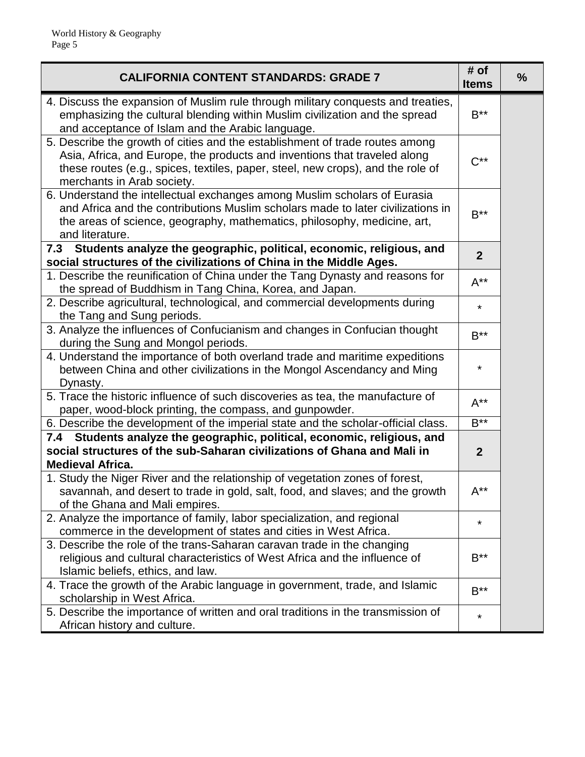| CALIFORNIA CONTENT STANDARDS: GRADE 7 | # of Items | % |
|---|---|---|
| 4. Discuss the expansion of Muslim rule through military conquests and treaties, emphasizing the cultural blending within Muslim civilization and the spread and acceptance of Islam and the Arabic language. | B** | |
| 5. Describe the growth of cities and the establishment of trade routes among Asia, Africa, and Europe, the products and inventions that traveled along these routes (e.g., spices, textiles, paper, steel, new crops), and the role of merchants in Arab society. | C** | |
| 6. Understand the intellectual exchanges among Muslim scholars of Eurasia and Africa and the contributions Muslim scholars made to later civilizations in the areas of science, geography, mathematics, philosophy, medicine, art, and literature. | B** | |
| **7.3 Students analyze the geographic, political, economic, religious, and social structures of the civilizations of China in the Middle Ages.** | **2** | |
| 1. Describe the reunification of China under the Tang Dynasty and reasons for the spread of Buddhism in Tang China, Korea, and Japan. | A** | |
| 2. Describe agricultural, technological, and commercial developments during the Tang and Sung periods. | * | |
| 3. Analyze the influences of Confucianism and changes in Confucian thought during the Sung and Mongol periods. | B** | |
| 4. Understand the importance of both overland trade and maritime expeditions between China and other civilizations in the Mongol Ascendancy and Ming Dynasty. | * | |
| 5. Trace the historic influence of such discoveries as tea, the manufacture of paper, wood-block printing, the compass, and gunpowder. | A** | |
| 6. Describe the development of the imperial state and the scholar-official class. | B** | |
| **7.4 Students analyze the geographic, political, economic, religious, and social structures of the sub-Saharan civilizations of Ghana and Mali in Medieval Africa.** | **2** | |
| 1. Study the Niger River and the relationship of vegetation zones of forest, savannah, and desert to trade in gold, salt, food, and slaves; and the growth of the Ghana and Mali empires. | A** | |
| 2. Analyze the importance of family, labor specialization, and regional commerce in the development of states and cities in West Africa. | * | |
| 3. Describe the role of the trans-Saharan caravan trade in the changing religious and cultural characteristics of West Africa and the influence of Islamic beliefs, ethics, and law. | B** | |
| 4. Trace the growth of the Arabic language in government, trade, and Islamic scholarship in West Africa. | B** | |
| 5. Describe the importance of written and oral traditions in the transmission of African history and culture. | * | |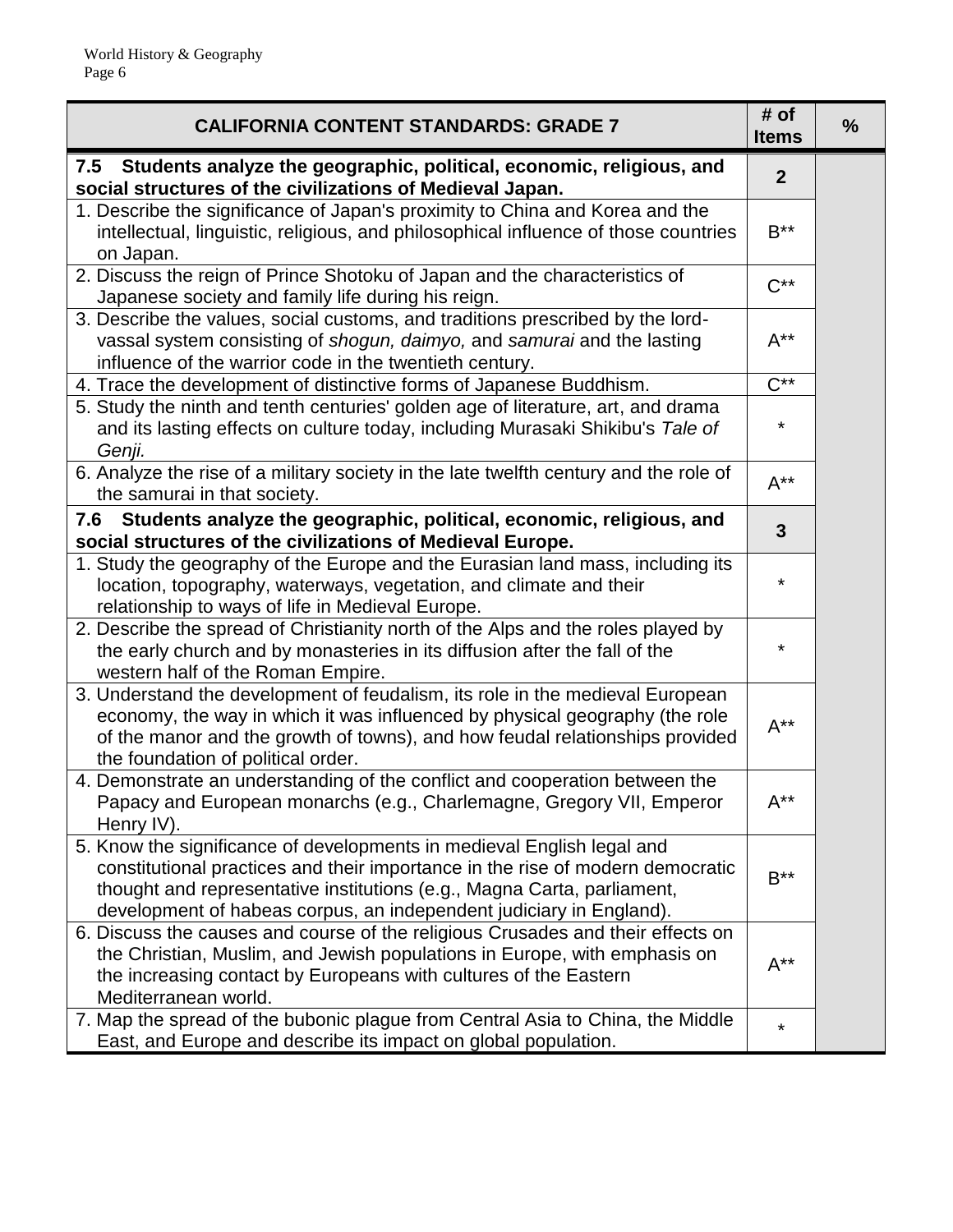| CALIFORNIA CONTENT STANDARDS: GRADE 7 | # of Items | % |
|---|---|---|
| **7.5 Students analyze the geographic, political, economic, religious, and social structures of the civilizations of Medieval Japan.** | **2** | |
| 1. Describe the significance of Japan's proximity to China and Korea and the intellectual, linguistic, religious, and philosophical influence of those countries on Japan. | B** | |
| 2. Discuss the reign of Prince Shotoku of Japan and the characteristics of Japanese society and family life during his reign. | C** | |
| 3. Describe the values, social customs, and traditions prescribed by the lord-vassal system consisting of *shogun, daimyo,* and *samurai* and the lasting influence of the warrior code in the twentieth century. | A** | |
| 4. Trace the development of distinctive forms of Japanese Buddhism. | C** | |
| 5. Study the ninth and tenth centuries' golden age of literature, art, and drama and its lasting effects on culture today, including Murasaki Shikibu's *Tale of Genji.* | * | |
| 6. Analyze the rise of a military society in the late twelfth century and the role of the samurai in that society. | A** | |
| **7.6 Students analyze the geographic, political, economic, religious, and social structures of the civilizations of Medieval Europe.** | **3** | |
| 1. Study the geography of the Europe and the Eurasian land mass, including its location, topography, waterways, vegetation, and climate and their relationship to ways of life in Medieval Europe. | * | |
| 2. Describe the spread of Christianity north of the Alps and the roles played by the early church and by monasteries in its diffusion after the fall of the western half of the Roman Empire. | * | |
| 3. Understand the development of feudalism, its role in the medieval European economy, the way in which it was influenced by physical geography (the role of the manor and the growth of towns), and how feudal relationships provided the foundation of political order. | A** | |
| 4. Demonstrate an understanding of the conflict and cooperation between the Papacy and European monarchs (e.g., Charlemagne, Gregory VII, Emperor Henry IV). | A** | |
| 5. Know the significance of developments in medieval English legal and constitutional practices and their importance in the rise of modern democratic thought and representative institutions (e.g., Magna Carta, parliament, development of habeas corpus, an independent judiciary in England). | B** | |
| 6. Discuss the causes and course of the religious Crusades and their effects on the Christian, Muslim, and Jewish populations in Europe, with emphasis on the increasing contact by Europeans with cultures of the Eastern Mediterranean world. | A** | |
| 7. Map the spread of the bubonic plague from Central Asia to China, the Middle East, and Europe and describe its impact on global population. | * | |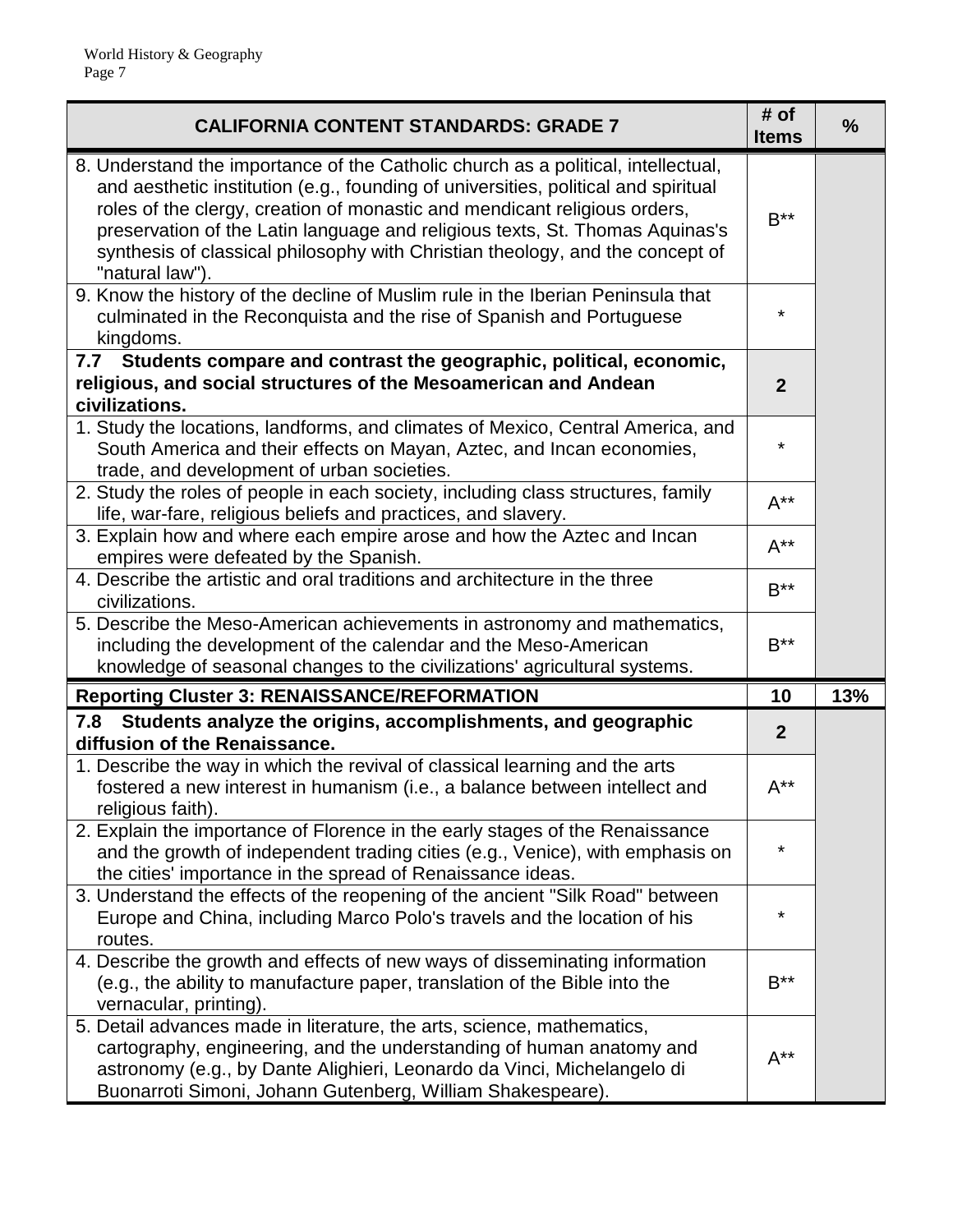| CALIFORNIA CONTENT STANDARDS: GRADE 7 | # of Items | % |
|---|---|---|
| 8. Understand the importance of the Catholic church as a political, intellectual, and aesthetic institution (e.g., founding of universities, political and spiritual roles of the clergy, creation of monastic and mendicant religious orders, preservation of the Latin language and religious texts, St. Thomas Aquinas's synthesis of classical philosophy with Christian theology, and the concept of "natural law"). | B** | |
| 9. Know the history of the decline of Muslim rule in the Iberian Peninsula that culminated in the Reconquista and the rise of Spanish and Portuguese kingdoms. | * | |
| **7.7 Students compare and contrast the geographic, political, economic, religious, and social structures of the Mesoamerican and Andean civilizations.** | **2** | |
| 1. Study the locations, landforms, and climates of Mexico, Central America, and South America and their effects on Mayan, Aztec, and Incan economies, trade, and development of urban societies. | * | |
| 2. Study the roles of people in each society, including class structures, family life, war-fare, religious beliefs and practices, and slavery. | A** | |
| 3. Explain how and where each empire arose and how the Aztec and Incan empires were defeated by the Spanish. | A** | |
| 4. Describe the artistic and oral traditions and architecture in the three civilizations. | B** | |
| 5. Describe the Meso-American achievements in astronomy and mathematics, including the development of the calendar and the Meso-American knowledge of seasonal changes to the civilizations' agricultural systems. | B** | |
| **Reporting Cluster 3: RENAISSANCE/REFORMATION** | **10** | **13%** |
| **7.8 Students analyze the origins, accomplishments, and geographic diffusion of the Renaissance.** | **2** | |
| 1. Describe the way in which the revival of classical learning and the arts fostered a new interest in humanism (i.e., a balance between intellect and religious faith). | A** | |
| 2. Explain the importance of Florence in the early stages of the Renaissance and the growth of independent trading cities (e.g., Venice), with emphasis on the cities' importance in the spread of Renaissance ideas. | * | |
| 3. Understand the effects of the reopening of the ancient "Silk Road" between Europe and China, including Marco Polo's travels and the location of his routes. | * | |
| 4. Describe the growth and effects of new ways of disseminating information (e.g., the ability to manufacture paper, translation of the Bible into the vernacular, printing). | B** | |
| 5. Detail advances made in literature, the arts, science, mathematics, cartography, engineering, and the understanding of human anatomy and astronomy (e.g., by Dante Alighieri, Leonardo da Vinci, Michelangelo di Buonarroti Simoni, Johann Gutenberg, William Shakespeare). | A** | |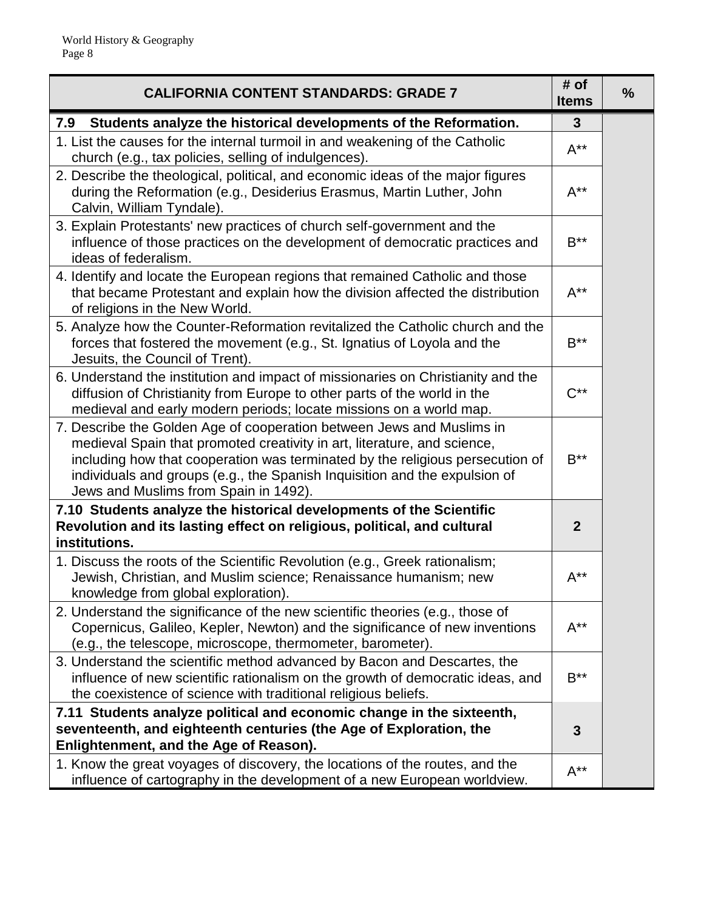| CALIFORNIA CONTENT STANDARDS: GRADE 7 | # of Items | % |
|---|---|---|
| **7.9 Students analyze the historical developments of the Reformation.** | **3** | |
| 1. List the causes for the internal turmoil in and weakening of the Catholic church (e.g., tax policies, selling of indulgences). | A** | |
| 2. Describe the theological, political, and economic ideas of the major figures during the Reformation (e.g., Desiderius Erasmus, Martin Luther, John Calvin, William Tyndale). | A** | |
| 3. Explain Protestants' new practices of church self-government and the influence of those practices on the development of democratic practices and ideas of federalism. | B** | |
| 4. Identify and locate the European regions that remained Catholic and those that became Protestant and explain how the division affected the distribution of religions in the New World. | A** | |
| 5. Analyze how the Counter-Reformation revitalized the Catholic church and the forces that fostered the movement (e.g., St. Ignatius of Loyola and the Jesuits, the Council of Trent). | B** | |
| 6. Understand the institution and impact of missionaries on Christianity and the diffusion of Christianity from Europe to other parts of the world in the medieval and early modern periods; locate missions on a world map. | C** | |
| 7. Describe the Golden Age of cooperation between Jews and Muslims in medieval Spain that promoted creativity in art, literature, and science, including how that cooperation was terminated by the religious persecution of individuals and groups (e.g., the Spanish Inquisition and the expulsion of Jews and Muslims from Spain in 1492). | B** | |
| **7.10 Students analyze the historical developments of the Scientific Revolution and its lasting effect on religious, political, and cultural institutions.** | **2** | |
| 1. Discuss the roots of the Scientific Revolution (e.g., Greek rationalism; Jewish, Christian, and Muslim science; Renaissance humanism; new knowledge from global exploration). | A** | |
| 2. Understand the significance of the new scientific theories (e.g., those of Copernicus, Galileo, Kepler, Newton) and the significance of new inventions (e.g., the telescope, microscope, thermometer, barometer). | A** | |
| 3. Understand the scientific method advanced by Bacon and Descartes, the influence of new scientific rationalism on the growth of democratic ideas, and the coexistence of science with traditional religious beliefs. | B** | |
| **7.11 Students analyze political and economic change in the sixteenth, seventeenth, and eighteenth centuries (the Age of Exploration, the Enlightenment, and the Age of Reason).** | **3** | |
| 1. Know the great voyages of discovery, the locations of the routes, and the influence of cartography in the development of a new European worldview. | A** | |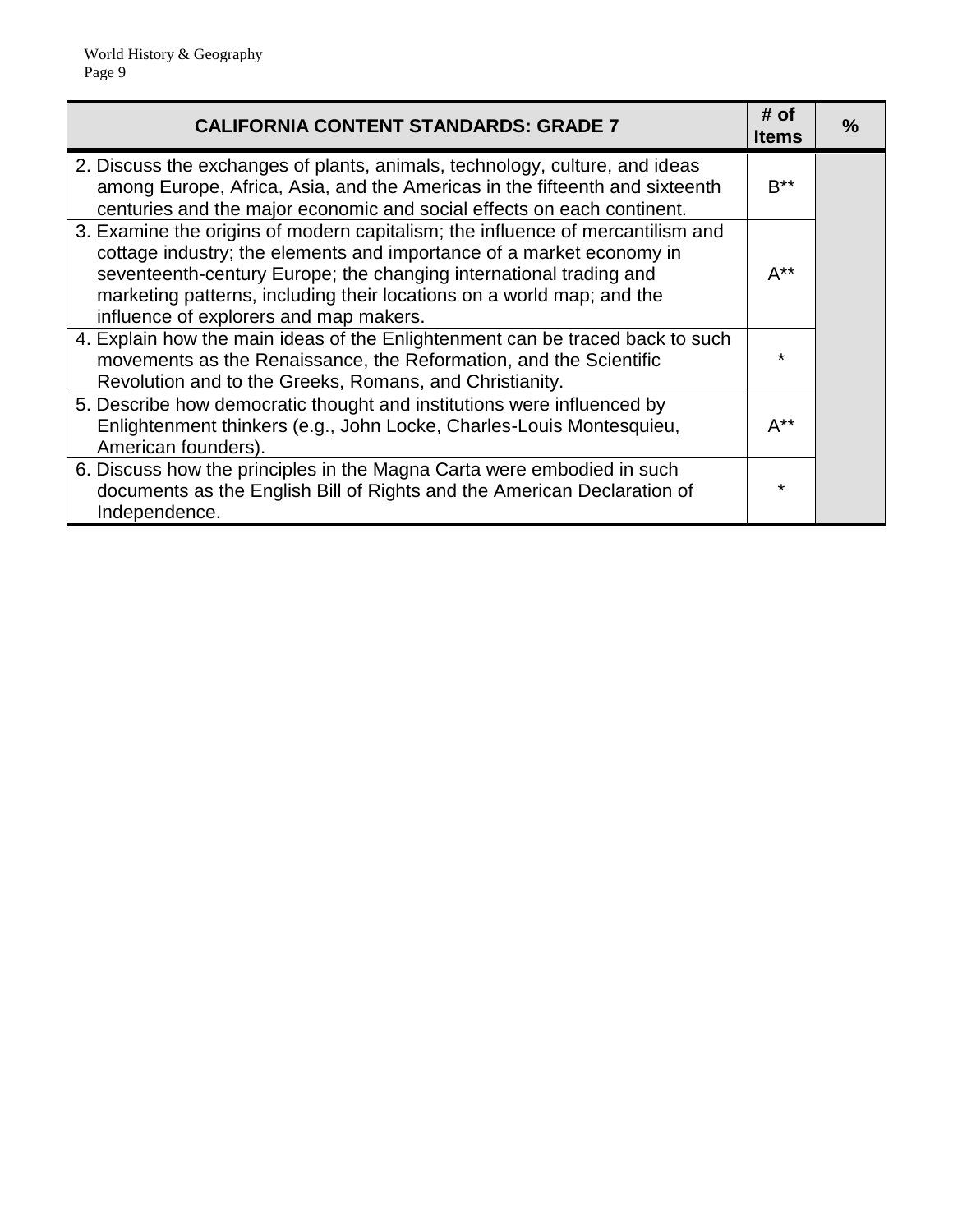| CALIFORNIA CONTENT STANDARDS: GRADE 7 | # of Items | % |
|---|---|---|
| 2. Discuss the exchanges of plants, animals, technology, culture, and ideas among Europe, Africa, Asia, and the Americas in the fifteenth and sixteenth centuries and the major economic and social effects on each continent. | B** | |
| 3. Examine the origins of modern capitalism; the influence of mercantilism and cottage industry; the elements and importance of a market economy in seventeenth-century Europe; the changing international trading and marketing patterns, including their locations on a world map; and the influence of explorers and map makers. | A** | |
| 4. Explain how the main ideas of the Enlightenment can be traced back to such movements as the Renaissance, the Reformation, and the Scientific Revolution and to the Greeks, Romans, and Christianity. | * | |
| 5. Describe how democratic thought and institutions were influenced by Enlightenment thinkers (e.g., John Locke, Charles-Louis Montesquieu, American founders). | A** | |
| 6. Discuss how the principles in the Magna Carta were embodied in such documents as the English Bill of Rights and the American Declaration of Independence. | * | |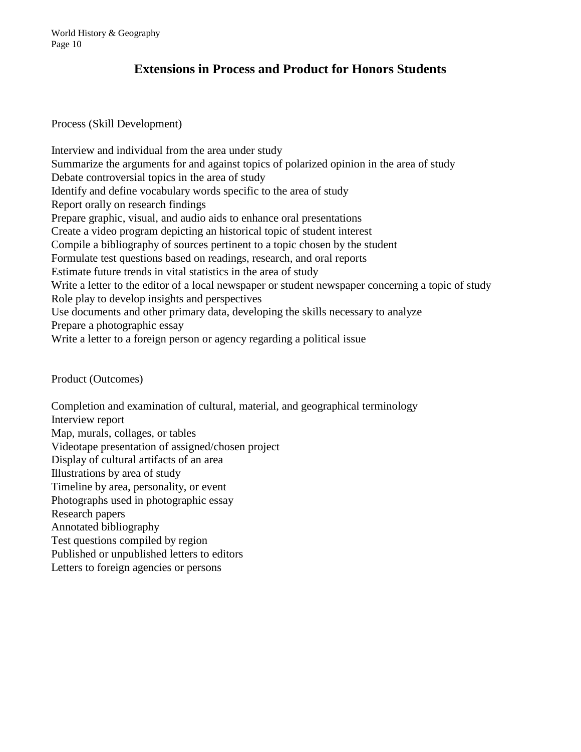# Extensions in Process and Product for Honors Students

Process (Skill Development)

Interview and individual from the area under study
Summarize the arguments for and against topics of polarized opinion in the area of study
Debate controversial topics in the area of study
Identify and define vocabulary words specific to the area of study
Report orally on research findings
Prepare graphic, visual, and audio aids to enhance oral presentations
Create a video program depicting an historical topic of student interest
Compile a bibliography of sources pertinent to a topic chosen by the student
Formulate test questions based on readings, research, and oral reports
Estimate future trends in vital statistics in the area of study
Write a letter to the editor of a local newspaper or student newspaper concerning a topic of study
Role play to develop insights and perspectives
Use documents and other primary data, developing the skills necessary to analyze
Prepare a photographic essay
Write a letter to a foreign person or agency regarding a political issue

Product (Outcomes)

Completion and examination of cultural, material, and geographical terminology
Interview report
Map, murals, collages, or tables
Videotape presentation of assigned/chosen project
Display of cultural artifacts of an area
Illustrations by area of study
Timeline by area, personality, or event
Photographs used in photographic essay
Research papers
Annotated bibliography
Test questions compiled by region
Published or unpublished letters to editors
Letters to foreign agencies or persons